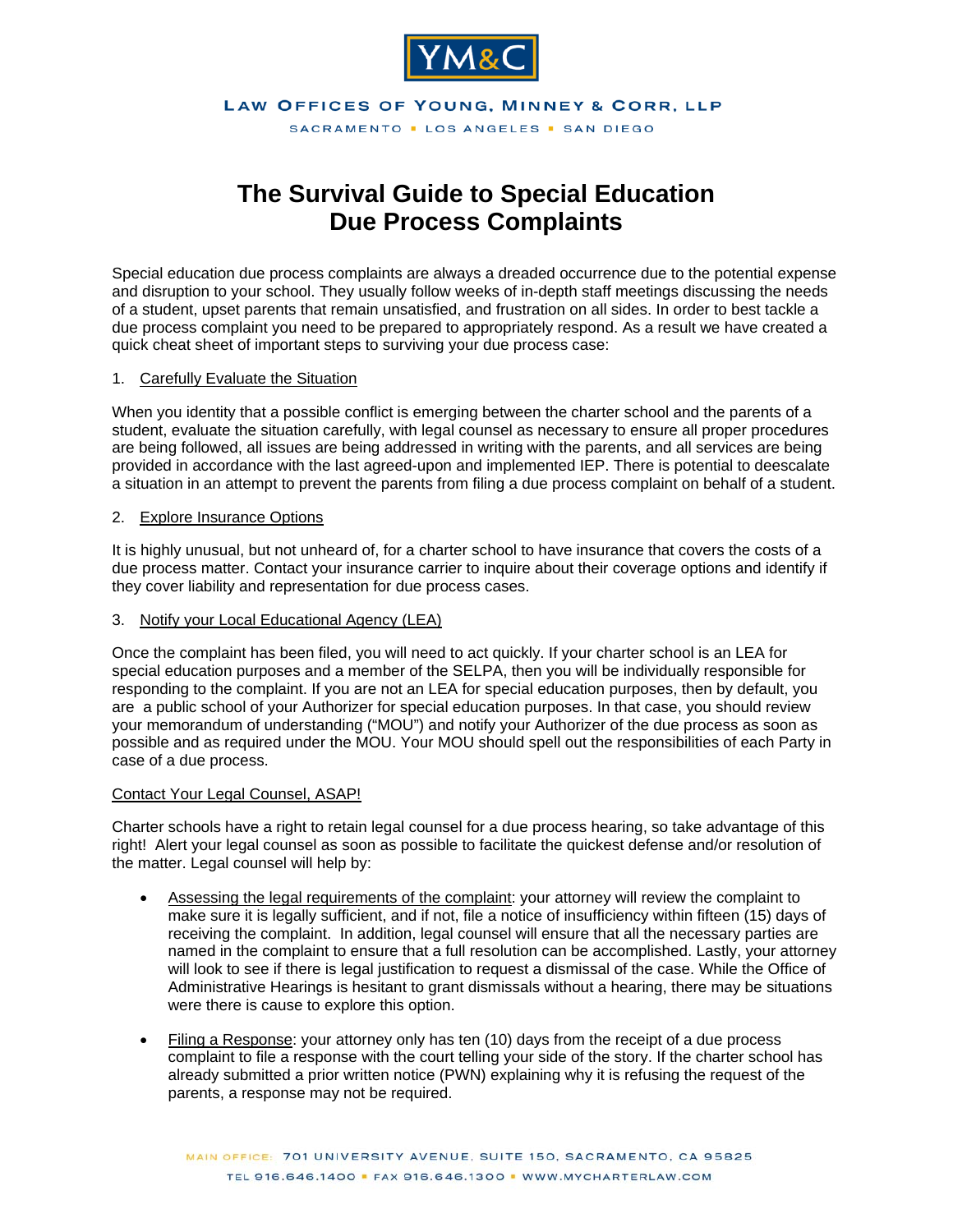# The Survival Guide to Special Education Due Process Complaints

Special education due process complaints are always a dreaded occurrence due to the potential expense and disruption to your school. They usually follow weeks of in-depth staff meetings discussing the needs of a student, upset parents that remain unsatisfied, and frustration on all sides. In order to best tackle a due process complaint you need to be prepared to appropriately respond. As a result we have created a quick cheat sheet of important steps to surviving your due process case:

1. Carefully Evaluate the Situation

When you identity that a possible conflict is emerging between the charter school and the parents of a student, evaluate the situation carefully, with legal counsel as necessary to ensure all proper procedures are being followed, all issues are being addressed in writing with the parents, and all services are being provided in accordance with the last agreed-upon and implemented IEP. There is potential to deescalate a situation in an attempt to prevent the parents from filing a due process complaint on behalf of a student.

2. Explore Insurance Options

It is highly unusual, but not unheard of, for a charter school to have insurance that covers the costs of a due process matter. Contact your insurance carrier to inquire about their coverage options and identify if they cover liability and representation for due process cases.

3. Notify your Local Educational Agency (LEA)

Once the complaint has been filed, you will need to act quickly. If your charter school is an LEA for special education purposes and a member of the SELPA, then you will be individually responsible for responding to the complaint. If you are not an LEA for special education purposes, then by default, you are a public school of your Authorizer for special education purposes. In that case, you should review your memorandum of understanding ("MOU") and notify your Authorizer of the due process as soon as possible and as required under the MOU. Your MOU should spell out the responsibilities of each Party in case of a due process.

Contact Your Legal Counsel, ASAP!

Charter schools have a right to retain legal counsel for a due process hearing, so take advantage of this right! Alert your legal counsel as soon as possible to facilitate the quickest defense and/or resolution of the matter. Legal counsel will help by:

- Assessing the legal requirements of the complaint: your attorney will review the complaint to make sure it is legally sufficient, and if not, file a notice of insufficiency within fifteen (15) days of receiving the complaint. In addition, legal counsel will ensure that all the necessary parties are named in the complaint to ensure that a full resolution can be accomplished. Lastly, your attorney will look to see if there is legal justification to request a dismissal of the case. While the Office of Administrative Hearings is hesitant to grant dismissals without a hearing, there may be situations were there is cause to explore this option.
- Filing a Response: your attorney only has ten (10) days from the receipt of a due process complaint to file a response with the court telling your side of the story. If the charter school has already submitted a prior written notice (PWN) explaining why it is refusing the request of the parents, a response may not be required.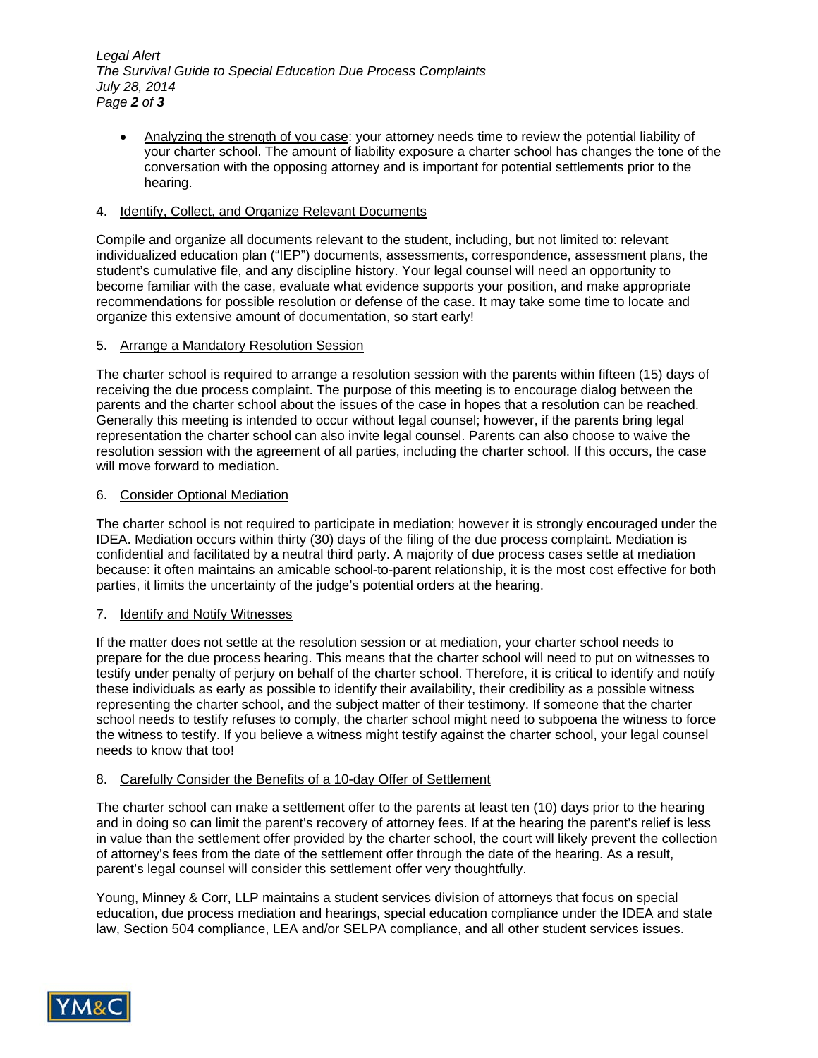- Analyzing the strength of you case: your attorney needs time to review the potential liability of your charter school. The amount of liability exposure a charter school has changes the tone of the conversation with the opposing attorney and is important for potential settlements prior to the hearing.

4. Identify, Collect, and Organize Relevant Documents

Compile and organize all documents relevant to the student, including, but not limited to: relevant individualized education plan ("IEP") documents, assessments, correspondence, assessment plans, the student's cumulative file, and any discipline history. Your legal counsel will need an opportunity to become familiar with the case, evaluate what evidence supports your position, and make appropriate recommendations for possible resolution or defense of the case. It may take some time to locate and organize this extensive amount of documentation, so start early!

5. Arrange a Mandatory Resolution Session

The charter school is required to arrange a resolution session with the parents within fifteen (15) days of receiving the due process complaint. The purpose of this meeting is to encourage dialog between the parents and the charter school about the issues of the case in hopes that a resolution can be reached. Generally this meeting is intended to occur without legal counsel; however, if the parents bring legal representation the charter school can also invite legal counsel. Parents can also choose to waive the resolution session with the agreement of all parties, including the charter school. If this occurs, the case will move forward to mediation.

6. Consider Optional Mediation

The charter school is not required to participate in mediation; however it is strongly encouraged under the IDEA. Mediation occurs within thirty (30) days of the filing of the due process complaint. Mediation is confidential and facilitated by a neutral third party. A majority of due process cases settle at mediation because: it often maintains an amicable school-to-parent relationship, it is the most cost effective for both parties, it limits the uncertainty of the judge's potential orders at the hearing.

7. Identify and Notify Witnesses

If the matter does not settle at the resolution session or at mediation, your charter school needs to prepare for the due process hearing. This means that the charter school will need to put on witnesses to testify under penalty of perjury on behalf of the charter school. Therefore, it is critical to identify and notify these individuals as early as possible to identify their availability, their credibility as a possible witness representing the charter school, and the subject matter of their testimony. If someone that the charter school needs to testify refuses to comply, the charter school might need to subpoena the witness to force the witness to testify. If you believe a witness might testify against the charter school, your legal counsel needs to know that too!

8. Carefully Consider the Benefits of a 10-day Offer of Settlement

The charter school can make a settlement offer to the parents at least ten (10) days prior to the hearing and in doing so can limit the parent's recovery of attorney fees. If at the hearing the parent's relief is less in value than the settlement offer provided by the charter school, the court will likely prevent the collection of attorney's fees from the date of the settlement offer through the date of the hearing. As a result, parent's legal counsel will consider this settlement offer very thoughtfully.

Young, Minney & Corr, LLP maintains a student services division of attorneys that focus on special education, due process mediation and hearings, special education compliance under the IDEA and state law, Section 504 compliance, LEA and/or SELPA compliance, and all other student services issues.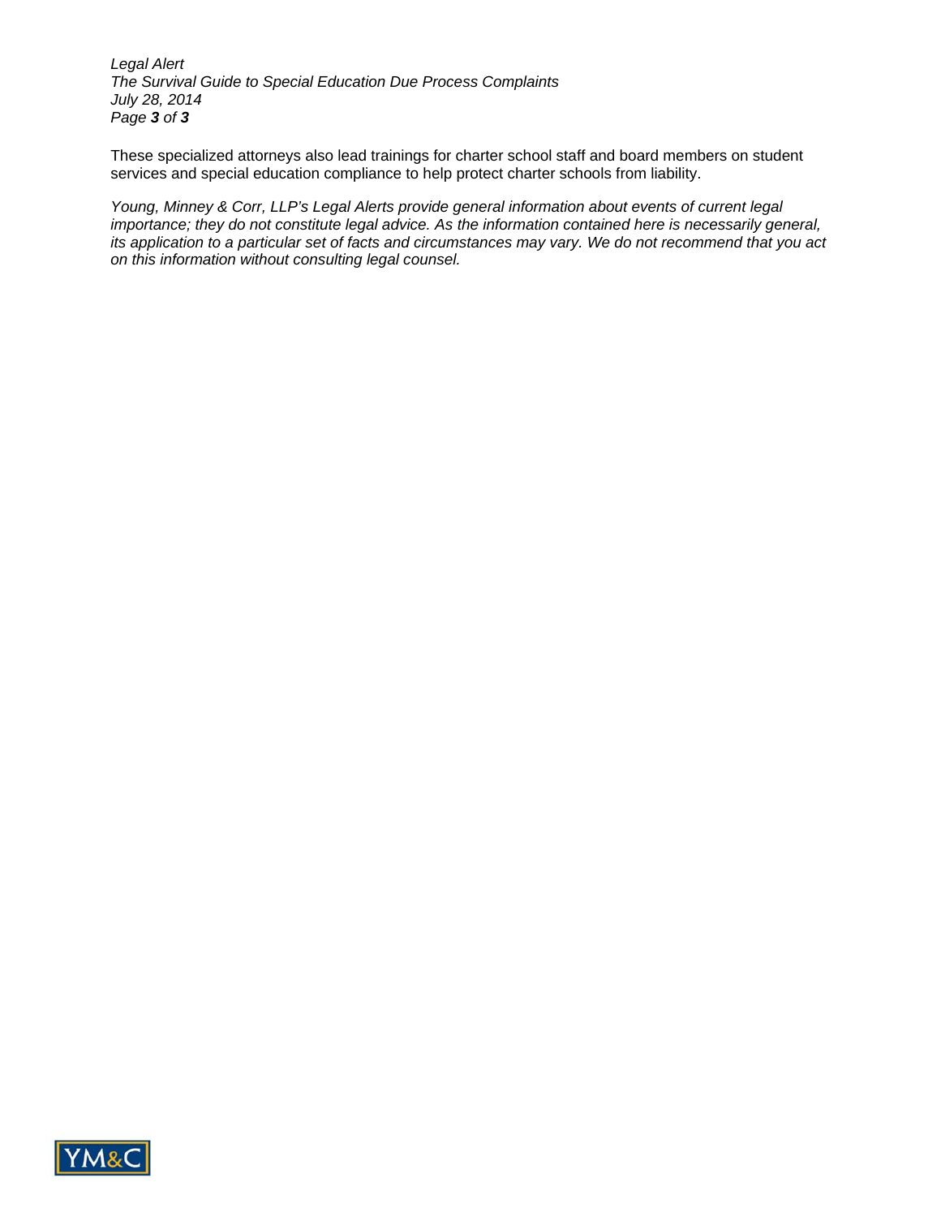These specialized attorneys also lead trainings for charter school staff and board members on student services and special education compliance to help protect charter schools from liability.

*Young, Minney & Corr, LLP's Legal Alerts provide general information about events of current legal importance; they do not constitute legal advice. As the information contained here is necessarily general, its application to a particular set of facts and circumstances may vary. We do not recommend that you act on this information without consulting legal counsel.*